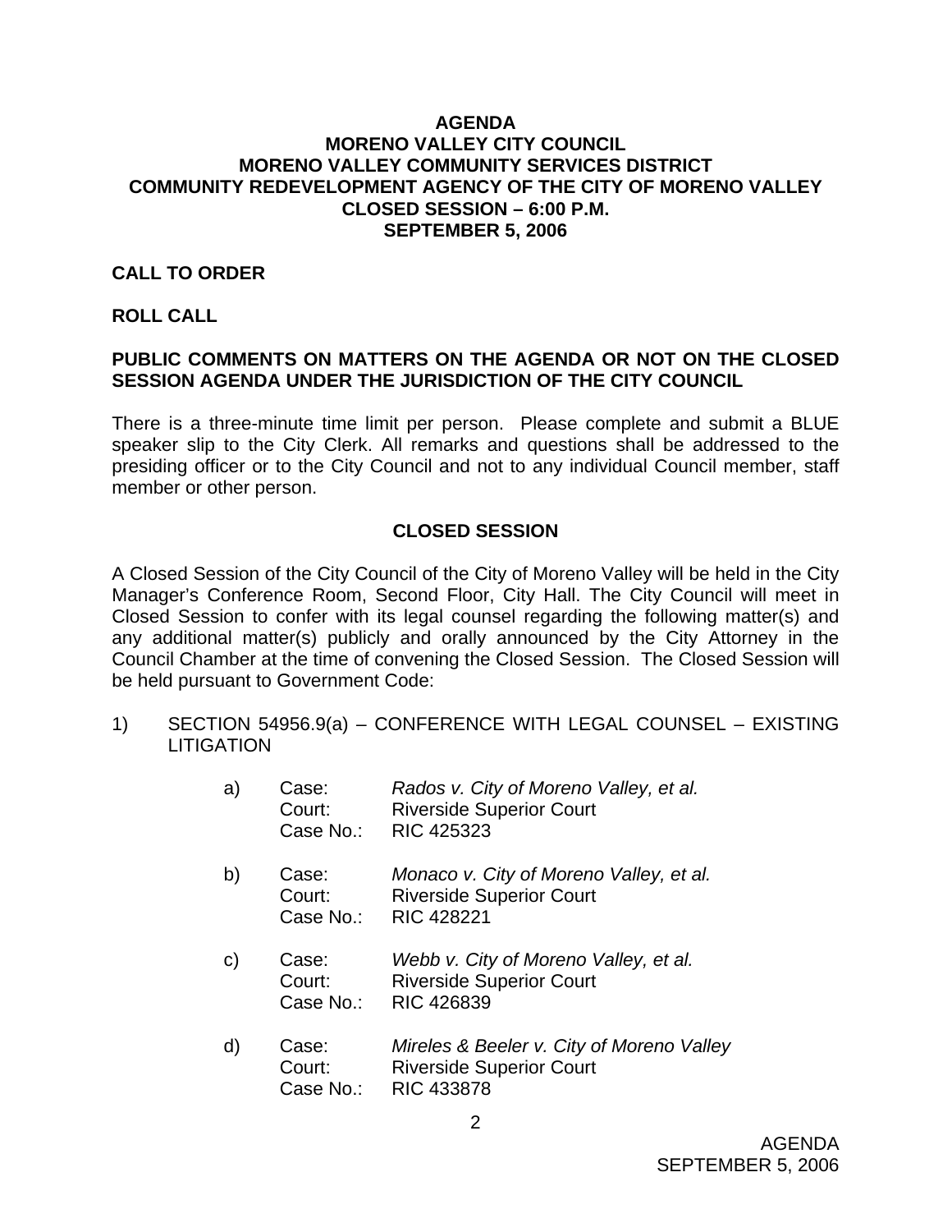# AGENDA
# MORENO VALLEY CITY COUNCIL
# MORENO VALLEY COMMUNITY SERVICES DISTRICT
# COMMUNITY REDEVELOPMENT AGENCY OF THE CITY OF MORENO VALLEY
# CLOSED SESSION – 6:00 P.M.
# SEPTEMBER 5, 2006

**CALL TO ORDER**

**ROLL CALL**

**PUBLIC COMMENTS ON MATTERS ON THE AGENDA OR NOT ON THE CLOSED SESSION AGENDA UNDER THE JURISDICTION OF THE CITY COUNCIL**

There is a three-minute time limit per person. Please complete and submit a BLUE speaker slip to the City Clerk. All remarks and questions shall be addressed to the presiding officer or to the City Council and not to any individual Council member, staff member or other person.

## CLOSED SESSION

A Closed Session of the City Council of the City of Moreno Valley will be held in the City Manager's Conference Room, Second Floor, City Hall. The City Council will meet in Closed Session to confer with its legal counsel regarding the following matter(s) and any additional matter(s) publicly and orally announced by the City Attorney in the Council Chamber at the time of convening the Closed Session. The Closed Session will be held pursuant to Government Code:

1) SECTION 54956.9(a) – CONFERENCE WITH LEGAL COUNSEL – EXISTING LITIGATION

   a) Case: *Rados v. City of Moreno Valley, et al.*
      Court: Riverside Superior Court
      Case No.: RIC 425323

   b) Case: *Monaco v. City of Moreno Valley, et al.*
      Court: Riverside Superior Court
      Case No.: RIC 428221

   c) Case: *Webb v. City of Moreno Valley, et al.*
      Court: Riverside Superior Court
      Case No.: RIC 426839

   d) Case: *Mireles & Beeler v. City of Moreno Valley*
      Court: Riverside Superior Court
      Case No.: RIC 433878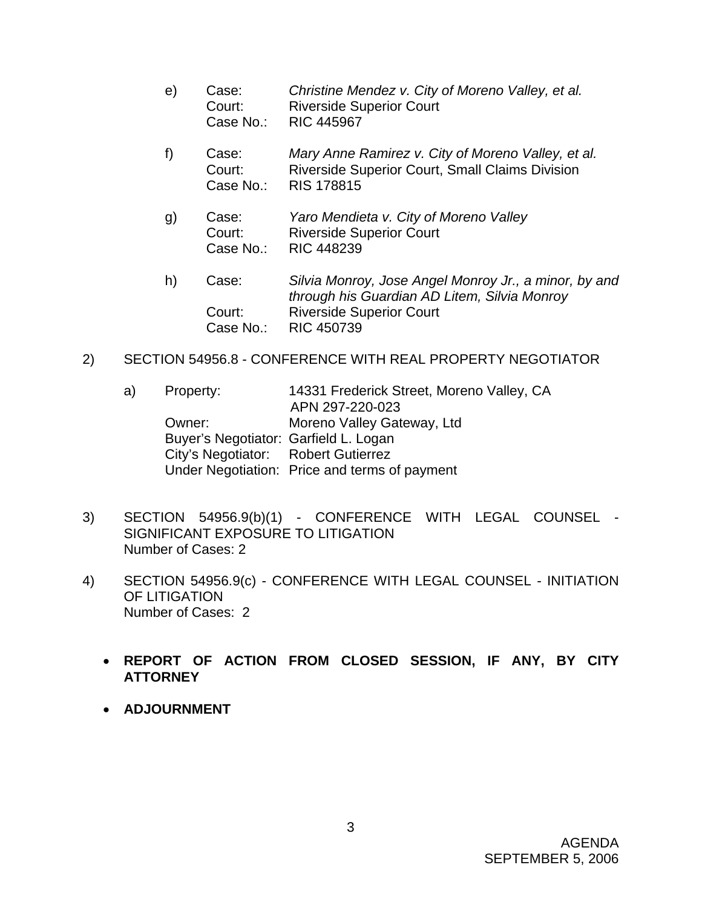e) Case: *Christine Mendez v. City of Moreno Valley, et al.*
Court: Riverside Superior Court
Case No.: RIC 445967

f) Case: *Mary Anne Ramirez v. City of Moreno Valley, et al.*
Court: Riverside Superior Court, Small Claims Division
Case No.: RIS 178815

g) Case: *Yaro Mendieta v. City of Moreno Valley*
Court: Riverside Superior Court
Case No.: RIC 448239

h) Case: *Silvia Monroy, Jose Angel Monroy Jr., a minor, by and through his Guardian AD Litem, Silvia Monroy*
Court: Riverside Superior Court
Case No.: RIC 450739

2) SECTION 54956.8 - CONFERENCE WITH REAL PROPERTY NEGOTIATOR

a) Property: 14331 Frederick Street, Moreno Valley, CA
APN 297-220-023
Owner: Moreno Valley Gateway, Ltd
Buyer's Negotiator: Garfield L. Logan
City's Negotiator: Robert Gutierrez
Under Negotiation: Price and terms of payment

3) SECTION 54956.9(b)(1) - CONFERENCE WITH LEGAL COUNSEL - SIGNIFICANT EXPOSURE TO LITIGATION
Number of Cases: 2

4) SECTION 54956.9(c) - CONFERENCE WITH LEGAL COUNSEL - INITIATION OF LITIGATION
Number of Cases: 2

- **REPORT OF ACTION FROM CLOSED SESSION, IF ANY, BY CITY ATTORNEY**

- **ADJOURNMENT**